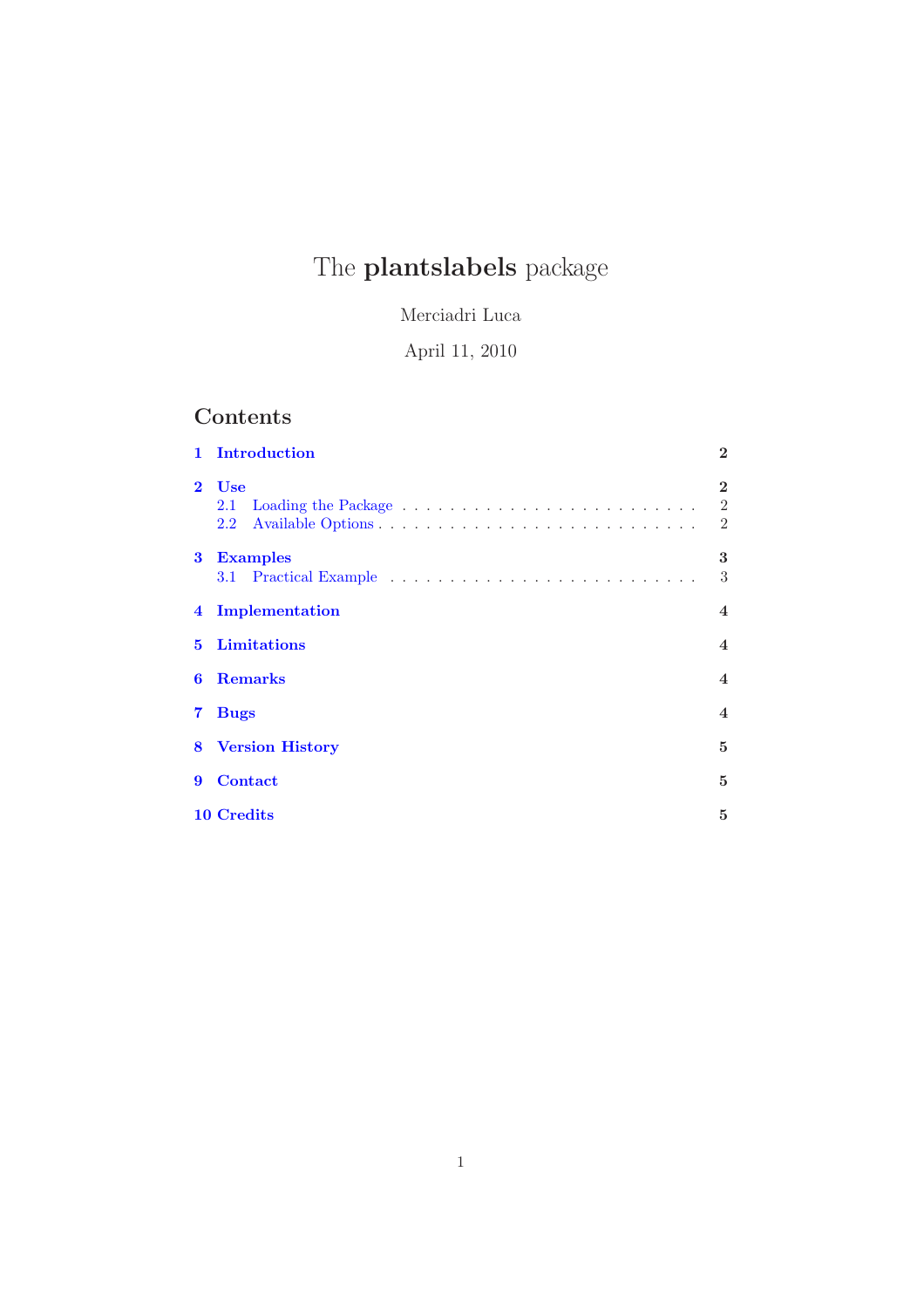# The **plantslabels** package

Merciadri Luca

April 11, 2010

## Contents

- **1 Introduction** — **2**
- **2 Use** — **2**
  - 2.1 Loading the Package — 2
  - 2.2 Available Options — 2
- **3 Examples** — **3**
  - 3.1 Practical Example — 3
- **4 Implementation** — **4**
- **5 Limitations** — **4**
- **6 Remarks** — **4**
- **7 Bugs** — **4**
- **8 Version History** — **5**
- **9 Contact** — **5**
- **10 Credits** — **5**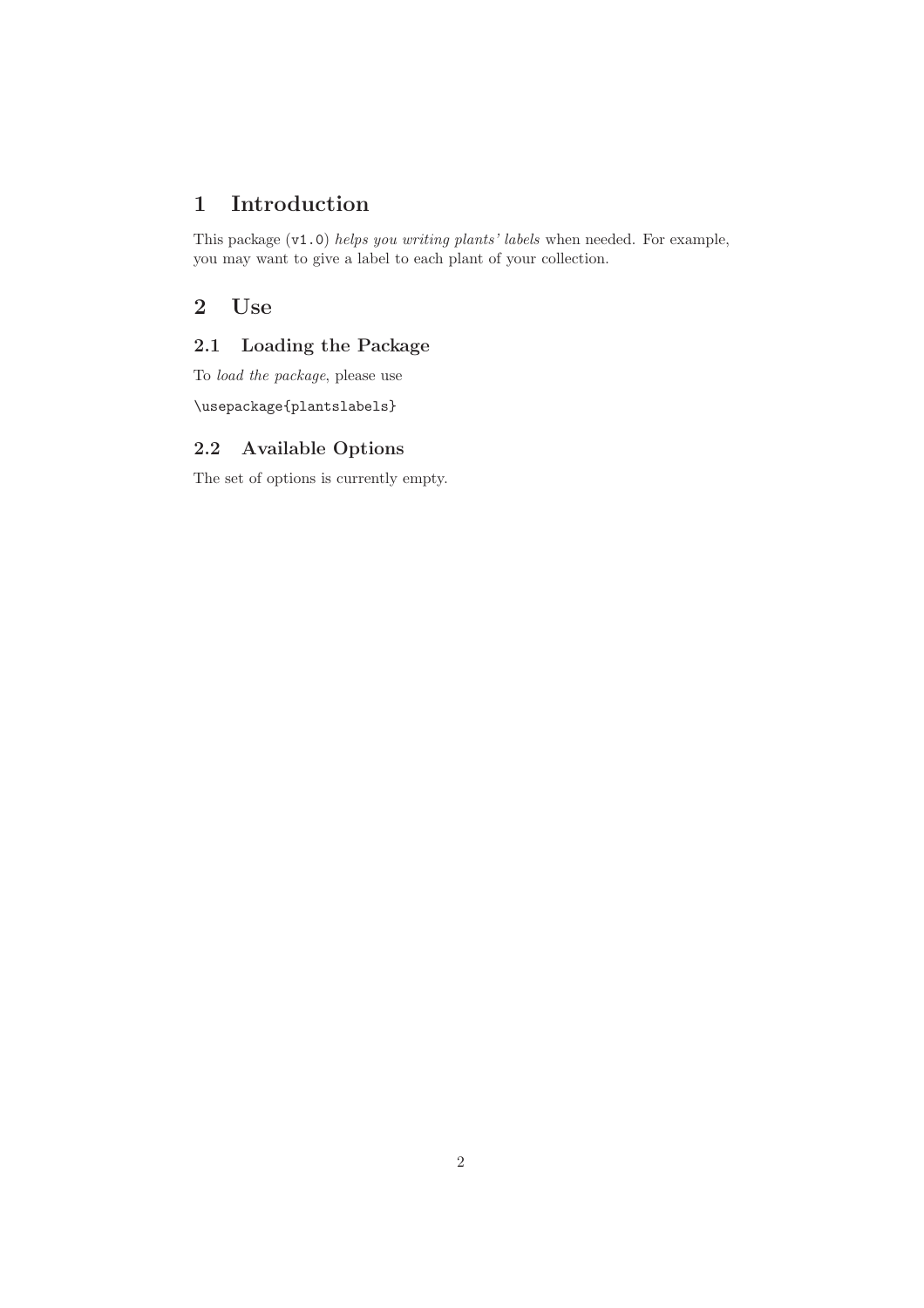# 1 Introduction

This package (`v1.0`) *helps you writing plants' labels* when needed. For example, you may want to give a label to each plant of your collection.

# 2 Use

## 2.1 Loading the Package

To *load the package*, please use

```
\usepackage{plantslabels}
```

## 2.2 Available Options

The set of options is currently empty.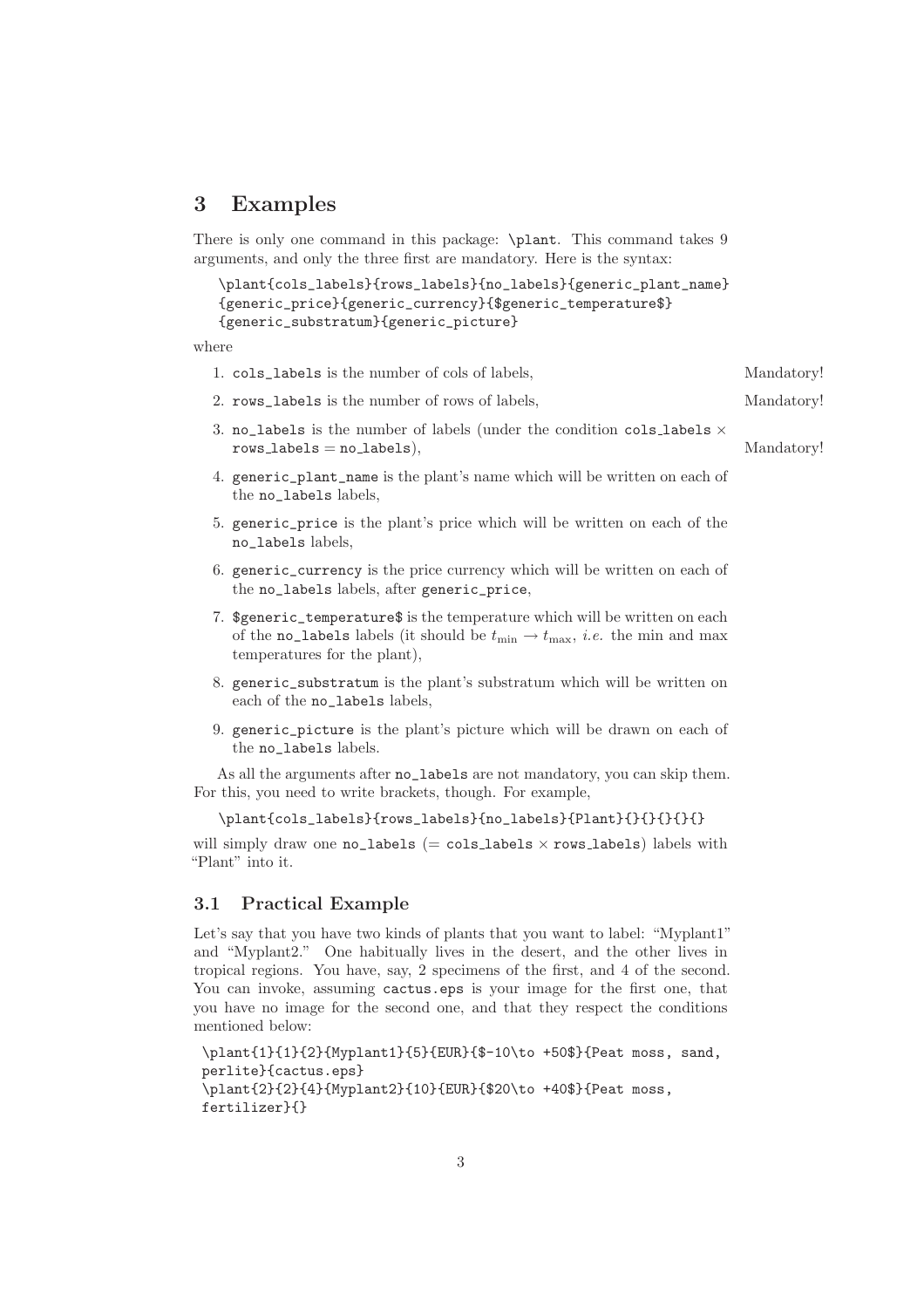# 3 Examples

There is only one command in this package: `\plant`. This command takes 9 arguments, and only the three first are mandatory. Here is the syntax:

```
\plant{cols_labels}{rows_labels}{no_labels}{generic_plant_name}
{generic_price}{generic_currency}{$generic_temperature$}
{generic_substratum}{generic_picture}
```

where

1. `cols_labels` is the number of cols of labels, Mandatory!
2. `rows_labels` is the number of rows of labels, Mandatory!
3. `no_labels` is the number of labels (under the condition $\texttt{cols\_labels} \times \texttt{rows\_labels} = \texttt{no\_labels}$), Mandatory!
4. `generic_plant_name` is the plant's name which will be written on each of the `no_labels` labels,
5. `generic_price` is the plant's price which will be written on each of the `no_labels` labels,
6. `generic_currency` is the price currency which will be written on each of the `no_labels` labels, after `generic_price`,
7. `$generic_temperature$` is the temperature which will be written on each of the `no_labels` labels (it should be $t_{\min} \to t_{\max}$, *i.e.* the min and max temperatures for the plant),
8. `generic_substratum` is the plant's substratum which will be written on each of the `no_labels` labels,
9. `generic_picture` is the plant's picture which will be drawn on each of the `no_labels` labels.

As all the arguments after `no_labels` are not mandatory, you can skip them. For this, you need to write brackets, though. For example,

```
\plant{cols_labels}{rows_labels}{no_labels}{Plant}{}{}{}{}{}
```

will simply draw one `no_labels` ($= \texttt{cols\_labels} \times \texttt{rows\_labels}$) labels with "Plant" into it.

## 3.1 Practical Example

Let's say that you have two kinds of plants that you want to label: "Myplant1" and "Myplant2." One habitually lives in the desert, and the other lives in tropical regions. You have, say, 2 specimens of the first, and 4 of the second. You can invoke, assuming `cactus.eps` is your image for the first one, that you have no image for the second one, and that they respect the conditions mentioned below:

```
\plant{1}{1}{2}{Myplant1}{5}{EUR}{$-10\to +50$}{Peat moss, sand,
perlite}{cactus.eps}
\plant{2}{2}{4}{Myplant2}{10}{EUR}{$20\to +40$}{Peat moss,
fertilizer}{}
```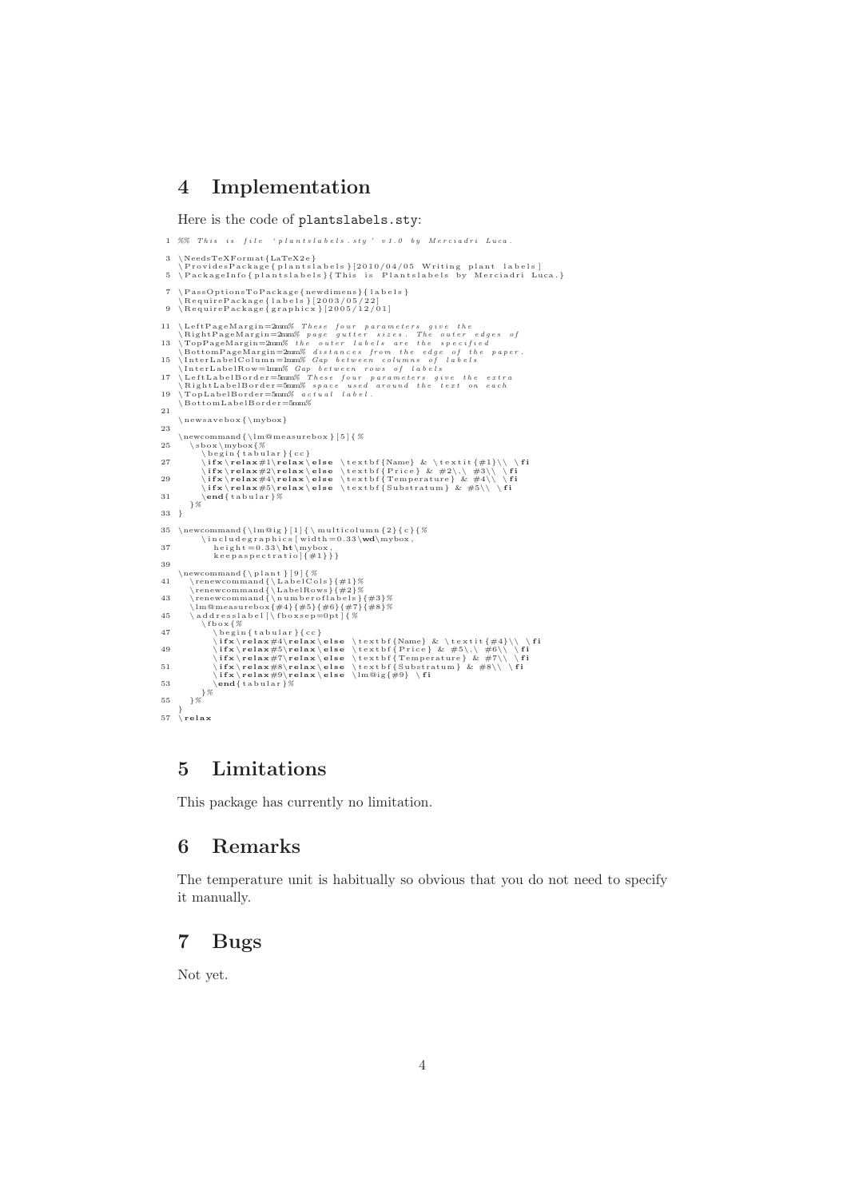## 4 Implementation

Here is the code of `plantslabels.sty`:

```
1  %% This is file 'plantslabels.sty' v1.0 by Merciadri Luca.

3  \NeedsTeXFormat{LaTeX2e}
   \ProvidesPackage{plantslabels}[2010/04/05 Writing plant labels]
5  \PackageInfo{plantslabels}{This is Plantslabels by Merciadri Luca.}

7  \PassOptionsToPackage{newdimens}{labels}
   \RequirePackage{labels}[2003/05/22]
9  \RequirePackage{graphicx}[2005/12/01]

11 \LeftPageMargin=2mm% These four parameters give the
   \RightPageMargin=2mm% page gutter sizes. The outer edges of
13 \TopPageMargin=2mm% the outer labels are the specified
   \BottomPageMargin=2mm% distances from the edge of the paper.
15 \InterLabelColumn=1mm% Gap between columns of labels
   \InterLabelRow=1mm% Gap between rows of labels
17 \LeftLabelBorder=5mm% These four parameters give the extra
   \RightLabelBorder=5mm% space used around the text on each
19 \TopLabelBorder=5mm% actual label.
   \BottomLabelBorder=5mm%
21
   \newsavebox{\mybox}
23
   \newcommand{\lm@measurebox}[5]{%
25   \sbox\mybox{%
       \begin{tabular}{cc}
27     \ifx\relax#1\relax\else \textbf{Name} & \textit{#1}\\ \fi
       \ifx\relax#2\relax\else \textbf{Price} & #2\,\ #3\\ \fi
29     \ifx\relax#4\relax\else \textbf{Temperature} & #4\\ \fi
       \ifx\relax#5\relax\else \textbf{Substratum} & #5\\ \fi
31     \end{tabular}%
     }%
33 }

35 \newcommand{\lm@ig}[1]{\multicolumn{2}{c}{%
       \includegraphics[width=0.33\wd\mybox,
37       height=0.33\ht\mybox,
         keepaspectratio]{#1}}}
39
   \newcommand{\plant}[9]{%
41   \renewcommand{\LabelCols}{#1}%
     \renewcommand{\LabelRows}{#2}%
43   \renewcommand{\numberoflabels}{#3}%
     \lm@measurebox{#4}{#5}{#6}{#7}{#8}%
45   \addresslabel[\fboxsep=0pt]{%
       \fbox{%
47       \begin{tabular}{cc}
         \ifx\relax#4\relax\else \textbf{Name} & \textit{#4}\\ \fi
49       \ifx\relax#5\relax\else \textbf{Price} & #5\,\ #6\\ \fi
         \ifx\relax#7\relax\else \textbf{Temperature} & #7\\ \fi
51       \ifx\relax#8\relax\else \textbf{Substratum} & #8\\ \fi
         \ifx\relax#9\relax\else \lm@ig{#9} \fi
53       \end{tabular}%
       }%
55   }%
   }
57 \relax
```

## 5 Limitations

This package has currently no limitation.

## 6 Remarks

The temperature unit is habitually so obvious that you do not need to specify it manually.

## 7 Bugs

Not yet.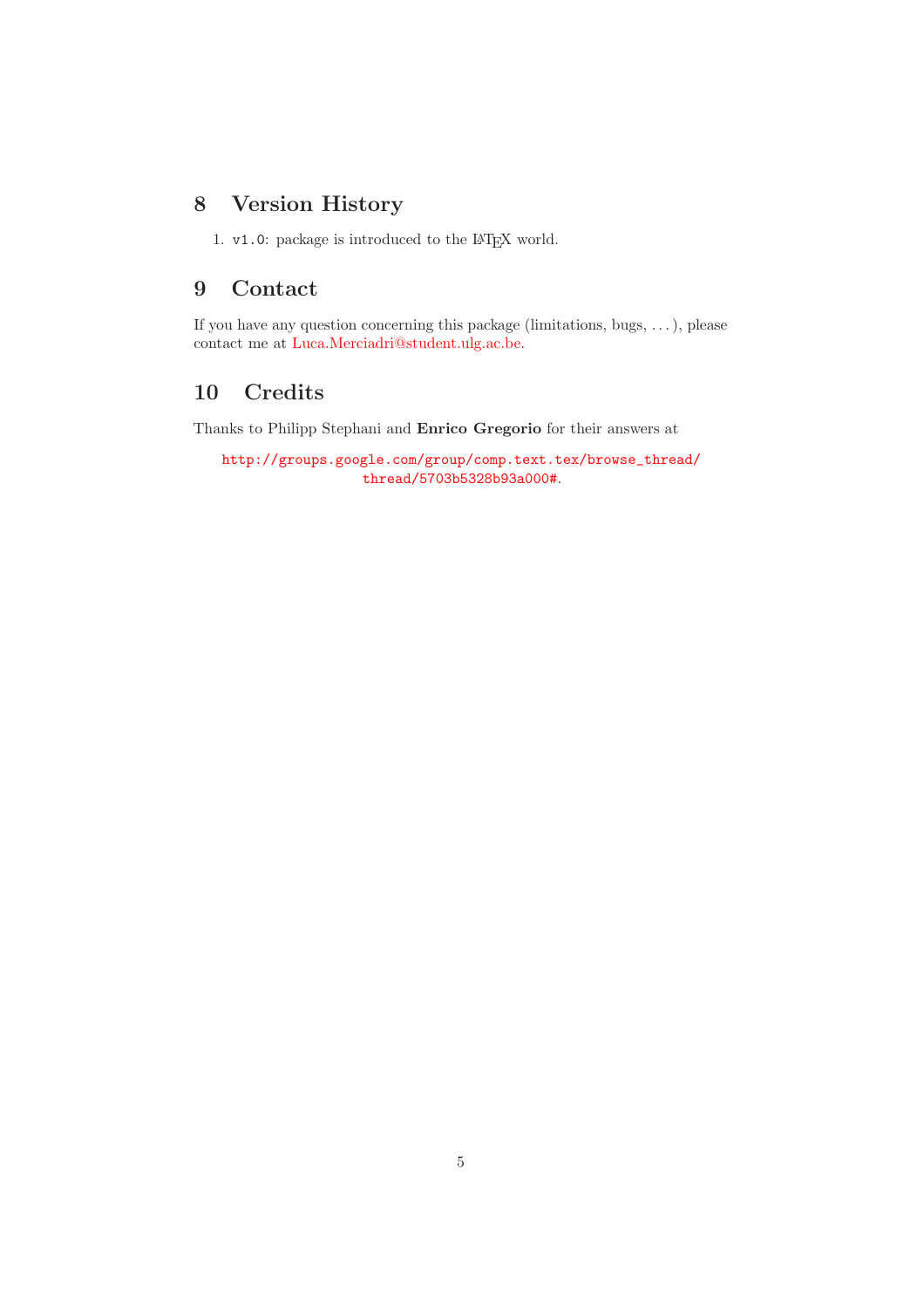## 8 Version History

1. `v1.0`: package is introduced to the LaTeX world.

## 9 Contact

If you have any question concerning this package (limitations, bugs, ...), please contact me at Luca.Merciadri@student.ulg.ac.be.

## 10 Credits

Thanks to Philipp Stephani and **Enrico Gregorio** for their answers at

http://groups.google.com/group/comp.text.tex/browse_thread/thread/5703b5328b93a000#.